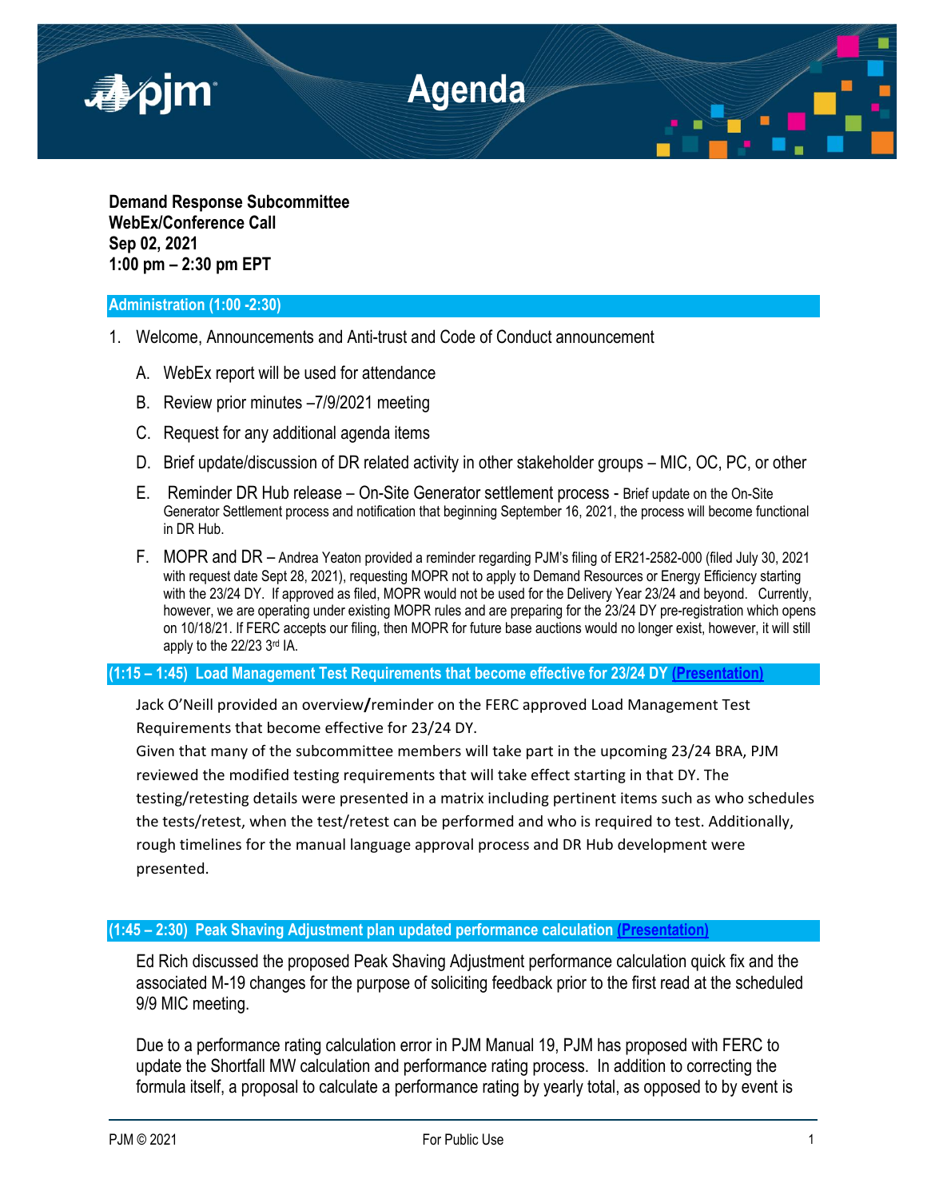# Agenda

**Demand Response Subcommittee**
**WebEx/Conference Call**
**Sep 02, 2021**
**1:00 pm – 2:30 pm EPT**

## Administration (1:00 -2:30)

1. Welcome, Announcements and Anti-trust and Code of Conduct announcement

   A. WebEx report will be used for attendance

   B. Review prior minutes –7/9/2021 meeting

   C. Request for any additional agenda items

   D. Brief update/discussion of DR related activity in other stakeholder groups – MIC, OC, PC, or other

   E. Reminder DR Hub release – On-Site Generator settlement process - Brief update on the On-Site Generator Settlement process and notification that beginning September 16, 2021, the process will become functional in DR Hub.

   F. MOPR and DR – Andrea Yeaton provided a reminder regarding PJM's filing of ER21-2582-000 (filed July 30, 2021 with request date Sept 28, 2021), requesting MOPR not to apply to Demand Resources or Energy Efficiency starting with the 23/24 DY. If approved as filed, MOPR would not be used for the Delivery Year 23/24 and beyond. Currently, however, we are operating under existing MOPR rules and are preparing for the 23/24 DY pre-registration which opens on 10/18/21. If FERC accepts our filing, then MOPR for future base auctions would no longer exist, however, it will still apply to the 22/23 3rd IA.

## (1:15 – 1:45) Load Management Test Requirements that become effective for 23/24 DY (Presentation)

Jack O'Neill provided an overview/reminder on the FERC approved Load Management Test Requirements that become effective for 23/24 DY.
Given that many of the subcommittee members will take part in the upcoming 23/24 BRA, PJM reviewed the modified testing requirements that will take effect starting in that DY. The testing/retesting details were presented in a matrix including pertinent items such as who schedules the tests/retest, when the test/retest can be performed and who is required to test. Additionally, rough timelines for the manual language approval process and DR Hub development were presented.

## (1:45 – 2:30) Peak Shaving Adjustment plan updated performance calculation (Presentation)

Ed Rich discussed the proposed Peak Shaving Adjustment performance calculation quick fix and the associated M-19 changes for the purpose of soliciting feedback prior to the first read at the scheduled 9/9 MIC meeting.

Due to a performance rating calculation error in PJM Manual 19, PJM has proposed with FERC to update the Shortfall MW calculation and performance rating process. In addition to correcting the formula itself, a proposal to calculate a performance rating by yearly total, as opposed to by event is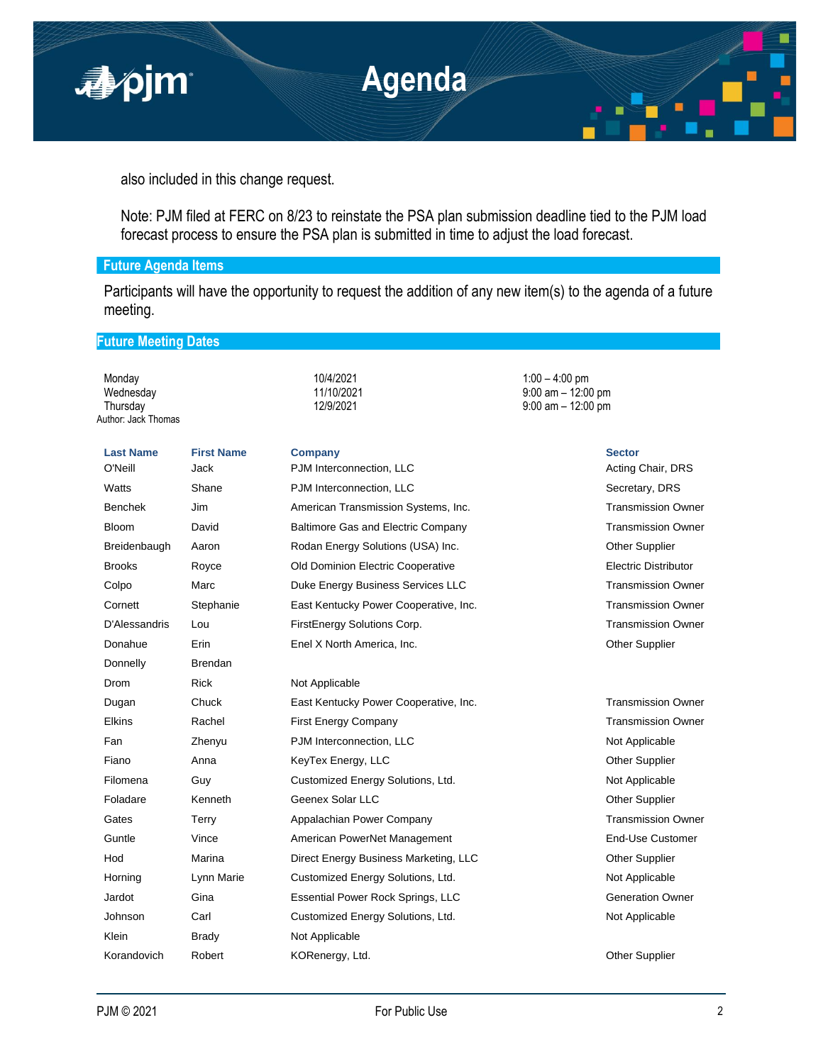also included in this change request.

Note: PJM filed at FERC on 8/23 to reinstate the PSA plan submission deadline tied to the PJM load forecast process to ensure the PSA plan is submitted in time to adjust the load forecast.

## Future Agenda Items

Participants will have the opportunity to request the addition of any new item(s) to the agenda of a future meeting.

## Future Meeting Dates

| | | |
|---|---|---|
| Monday | 10/4/2021 | 1:00 – 4:00 pm |
| Wednesday | 11/10/2021 | 9:00 am – 12:00 pm |
| Thursday | 12/9/2021 | 9:00 am – 12:00 pm |

Author: Jack Thomas

| Last Name | First Name | Company | Sector |
|---|---|---|---|
| O'Neill | Jack | PJM Interconnection, LLC | Acting Chair, DRS |
| Watts | Shane | PJM Interconnection, LLC | Secretary, DRS |
| Benchek | Jim | American Transmission Systems, Inc. | Transmission Owner |
| Bloom | David | Baltimore Gas and Electric Company | Transmission Owner |
| Breidenbaugh | Aaron | Rodan Energy Solutions (USA) Inc. | Other Supplier |
| Brooks | Royce | Old Dominion Electric Cooperative | Electric Distributor |
| Colpo | Marc | Duke Energy Business Services LLC | Transmission Owner |
| Cornett | Stephanie | East Kentucky Power Cooperative, Inc. | Transmission Owner |
| D'Alessandris | Lou | FirstEnergy Solutions Corp. | Transmission Owner |
| Donahue | Erin | Enel X North America, Inc. | Other Supplier |
| Donnelly | Brendan | | |
| Drom | Rick | Not Applicable | |
| Dugan | Chuck | East Kentucky Power Cooperative, Inc. | Transmission Owner |
| Elkins | Rachel | First Energy Company | Transmission Owner |
| Fan | Zhenyu | PJM Interconnection, LLC | Not Applicable |
| Fiano | Anna | KeyTex Energy, LLC | Other Supplier |
| Filomena | Guy | Customized Energy Solutions, Ltd. | Not Applicable |
| Foladare | Kenneth | Geenex Solar LLC | Other Supplier |
| Gates | Terry | Appalachian Power Company | Transmission Owner |
| Guntle | Vince | American PowerNet Management | End-Use Customer |
| Hod | Marina | Direct Energy Business Marketing, LLC | Other Supplier |
| Horning | Lynn Marie | Customized Energy Solutions, Ltd. | Not Applicable |
| Jardot | Gina | Essential Power Rock Springs, LLC | Generation Owner |
| Johnson | Carl | Customized Energy Solutions, Ltd. | Not Applicable |
| Klein | Brady | Not Applicable | |
| Korandovich | Robert | KORenergy, Ltd. | Other Supplier |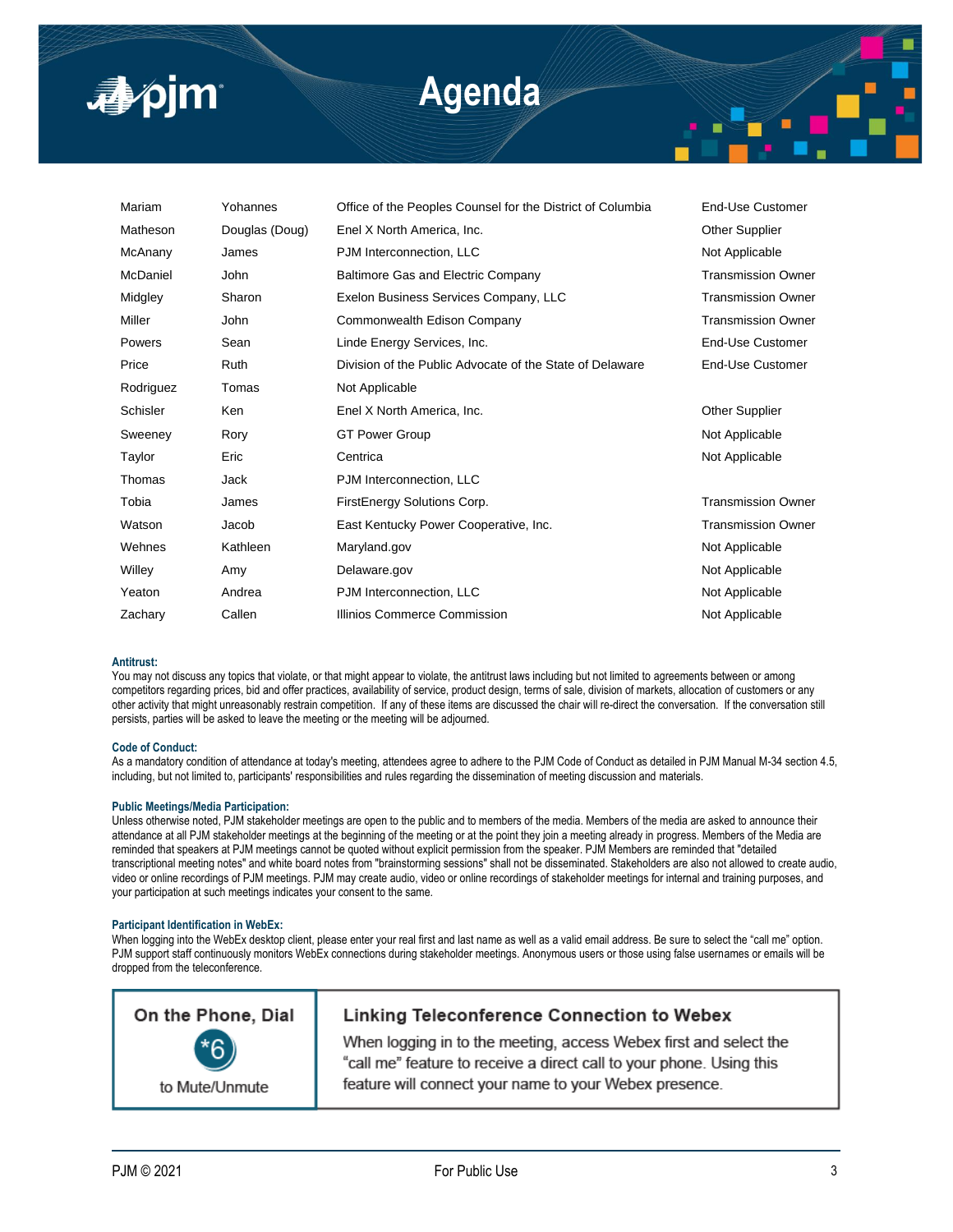| | | | |
|---|---|---|---|
| Mariam | Yohannes | Office of the Peoples Counsel for the District of Columbia | End-Use Customer |
| Matheson | Douglas (Doug) | Enel X North America, Inc. | Other Supplier |
| McAnany | James | PJM Interconnection, LLC | Not Applicable |
| McDaniel | John | Baltimore Gas and Electric Company | Transmission Owner |
| Midgley | Sharon | Exelon Business Services Company, LLC | Transmission Owner |
| Miller | John | Commonwealth Edison Company | Transmission Owner |
| Powers | Sean | Linde Energy Services, Inc. | End-Use Customer |
| Price | Ruth | Division of the Public Advocate of the State of Delaware | End-Use Customer |
| Rodriguez | Tomas | Not Applicable | |
| Schisler | Ken | Enel X North America, Inc. | Other Supplier |
| Sweeney | Rory | GT Power Group | Not Applicable |
| Taylor | Eric | Centrica | Not Applicable |
| Thomas | Jack | PJM Interconnection, LLC | |
| Tobia | James | FirstEnergy Solutions Corp. | Transmission Owner |
| Watson | Jacob | East Kentucky Power Cooperative, Inc. | Transmission Owner |
| Wehnes | Kathleen | Maryland.gov | Not Applicable |
| Willey | Amy | Delaware.gov | Not Applicable |
| Yeaton | Andrea | PJM Interconnection, LLC | Not Applicable |
| Zachary | Callen | Illinios Commerce Commission | Not Applicable |

**Antitrust:**
You may not discuss any topics that violate, or that might appear to violate, the antitrust laws including but not limited to agreements between or among competitors regarding prices, bid and offer practices, availability of service, product design, terms of sale, division of markets, allocation of customers or any other activity that might unreasonably restrain competition. If any of these items are discussed the chair will re-direct the conversation. If the conversation still persists, parties will be asked to leave the meeting or the meeting will be adjourned.

**Code of Conduct:**
As a mandatory condition of attendance at today's meeting, attendees agree to adhere to the PJM Code of Conduct as detailed in PJM Manual M-34 section 4.5, including, but not limited to, participants' responsibilities and rules regarding the dissemination of meeting discussion and materials.

**Public Meetings/Media Participation:**
Unless otherwise noted, PJM stakeholder meetings are open to the public and to members of the media. Members of the media are asked to announce their attendance at all PJM stakeholder meetings at the beginning of the meeting or at the point they join a meeting already in progress. Members of the Media are reminded that speakers at PJM meetings cannot be quoted without explicit permission from the speaker. PJM Members are reminded that "detailed transcriptional meeting notes" and white board notes from "brainstorming sessions" shall not be disseminated. Stakeholders are also not allowed to create audio, video or online recordings of PJM meetings. PJM may create audio, video or online recordings of stakeholder meetings for internal and training purposes, and your participation at such meetings indicates your consent to the same.

**Participant Identification in WebEx:**
When logging into the WebEx desktop client, please enter your real first and last name as well as a valid email address. Be sure to select the "call me" option. PJM support staff continuously monitors WebEx connections during stakeholder meetings. Anonymous users or those using false usernames or emails will be dropped from the teleconference.

| On the Phone, Dial *6 to Mute/Unmute | Linking Teleconference Connection to Webex |
|---|---|
| | When logging in to the meeting, access Webex first and select the "call me" feature to receive a direct call to your phone. Using this feature will connect your name to your Webex presence. |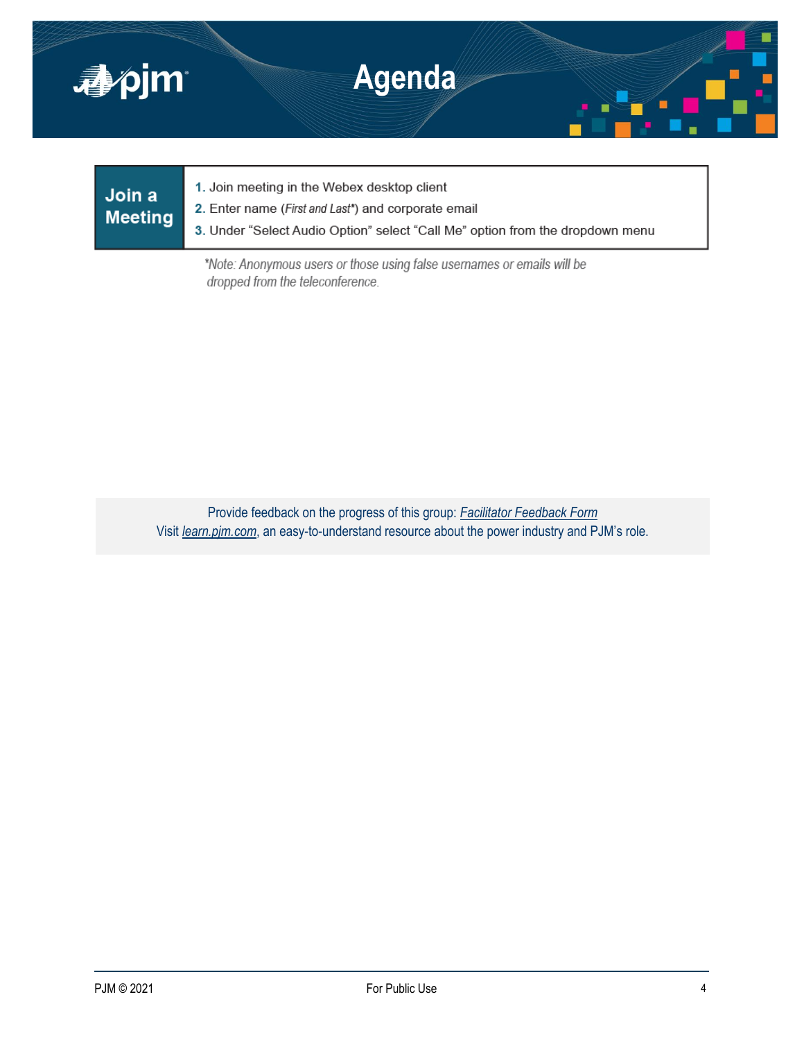# Agenda

| | |
| --- | --- |
| **Join a Meeting** | 1. Join meeting in the Webex desktop client<br>2. Enter name (*First and Last*\*) and corporate email<br>3. Under "Select Audio Option" select "Call Me" option from the dropdown menu |

*\*Note: Anonymous users or those using false usernames or emails will be dropped from the teleconference.*

Provide feedback on the progress of this group: *Facilitator Feedback Form*

Visit *learn.pjm.com*, an easy-to-understand resource about the power industry and PJM's role.